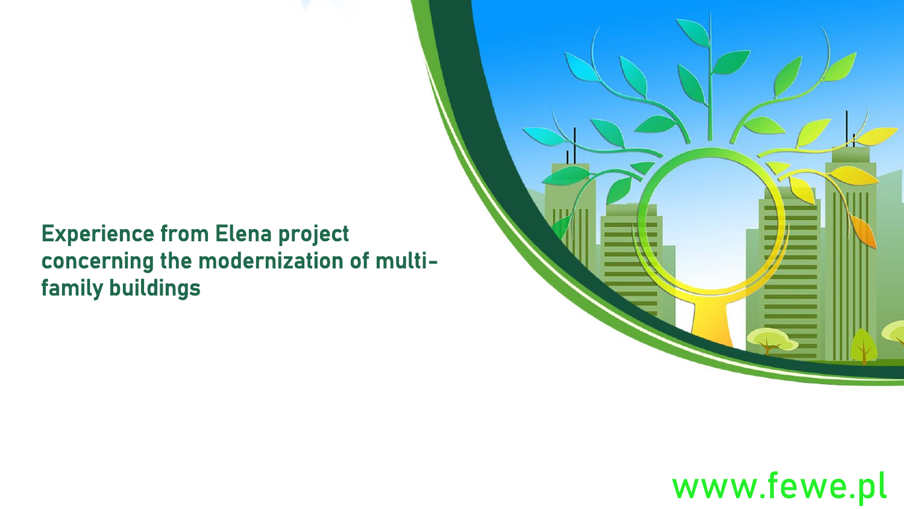# Experience from Elena project concerning the modernization of multi-family buildings

www.fewe.pl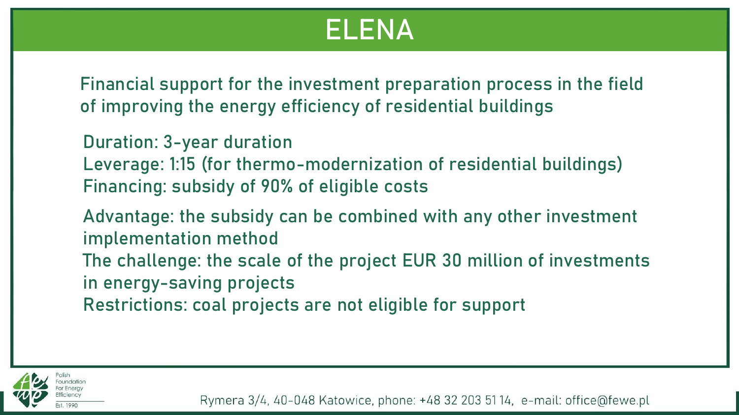# ELENA

Financial support for the investment preparation process in the field of improving the energy efficiency of residential buildings

Duration: 3-year duration
Leverage: 1:15 (for thermo-modernization of residential buildings)
Financing: subsidy of 90% of eligible costs

Advantage: the subsidy can be combined with any other investment implementation method
The challenge: the scale of the project EUR 30 million of investments in energy-saving projects
Restrictions: coal projects are not eligible for support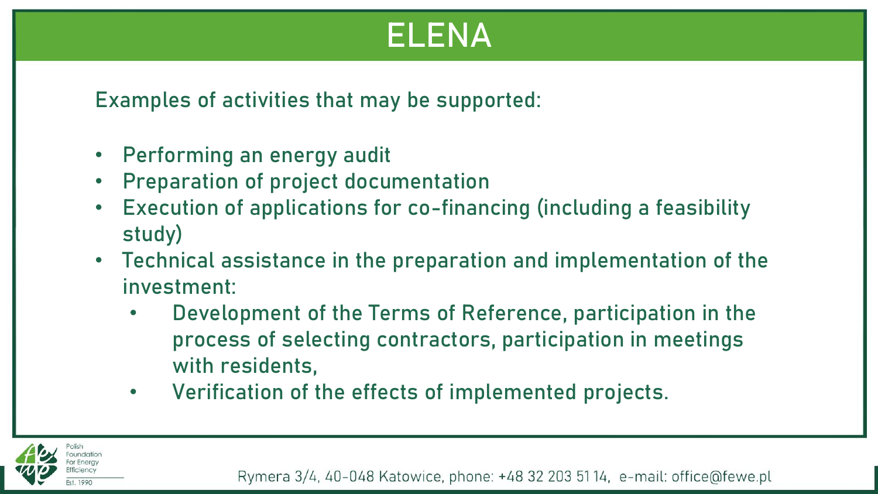# ELENA

Examples of activities that may be supported:

- Performing an energy audit
- Preparation of project documentation
- Execution of applications for co-financing (including a feasibility study)
- Technical assistance in the preparation and implementation of the investment:
  - Development of the Terms of Reference, participation in the process of selecting contractors, participation in meetings with residents,
  - Verification of the effects of implemented projects.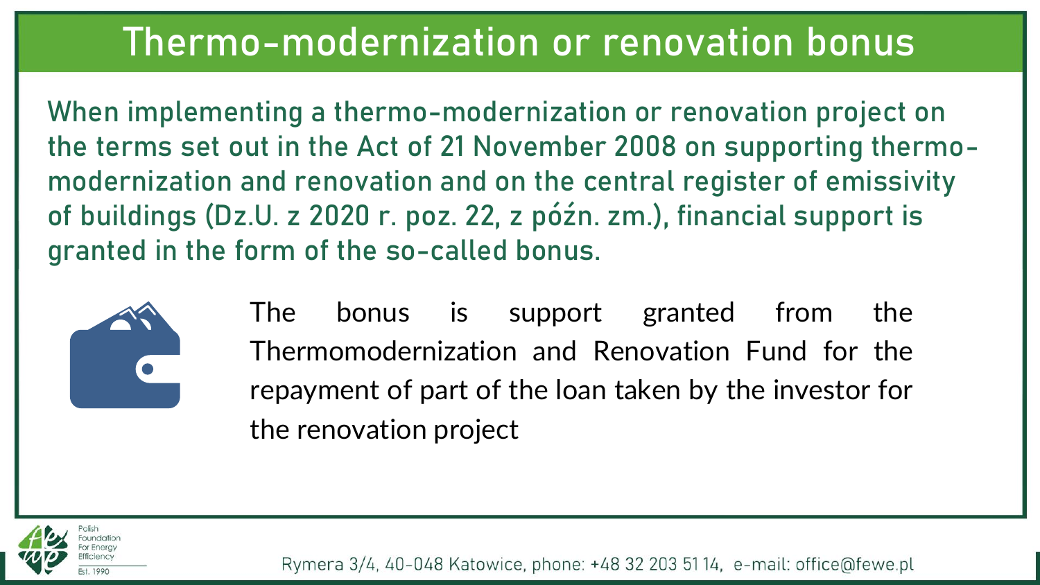# Thermo-modernization or renovation bonus

When implementing a thermo-modernization or renovation project on the terms set out in the Act of 21 November 2008 on supporting thermo-modernization and renovation and on the central register of emissivity of buildings (Dz.U. z 2020 r. poz. 22, z późn. zm.), financial support is granted in the form of the so-called bonus.

The bonus is support granted from the Thermomodernization and Renovation Fund for the repayment of part of the loan taken by the investor for the renovation project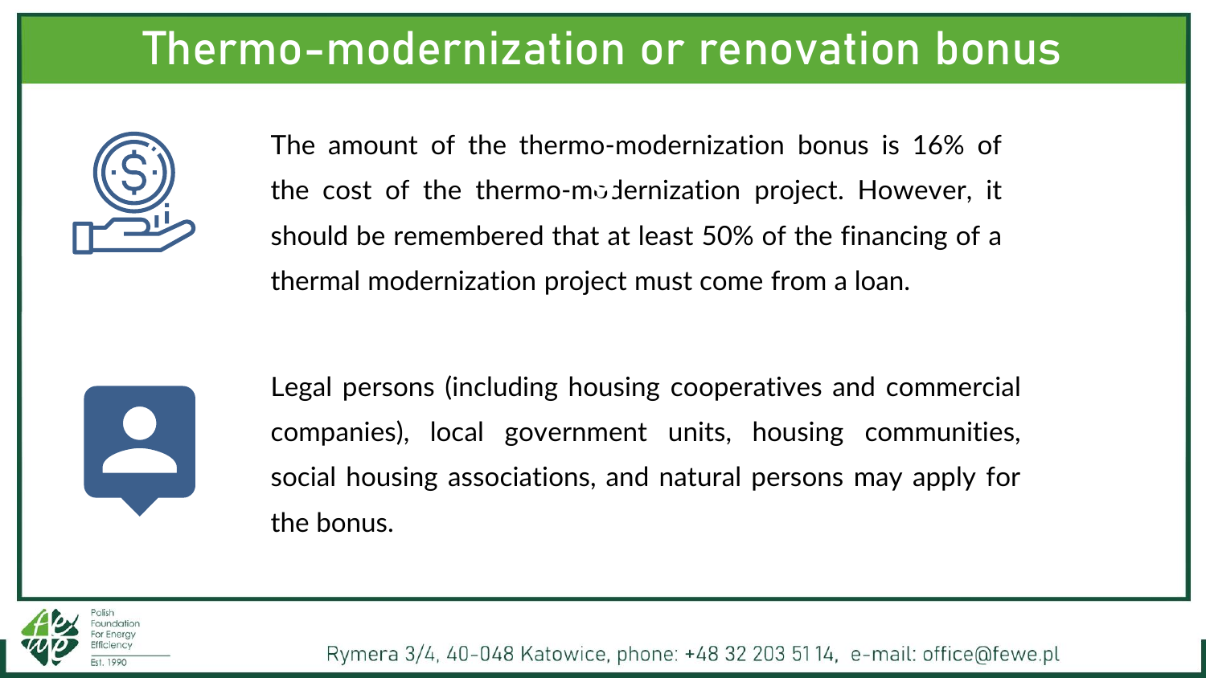# Thermo-modernization or renovation bonus

The amount of the thermo-modernization bonus is 16% of the cost of the thermo-modernization project. However, it should be remembered that at least 50% of the financing of a thermal modernization project must come from a loan.

Legal persons (including housing cooperatives and commercial companies), local government units, housing communities, social housing associations, and natural persons may apply for the bonus.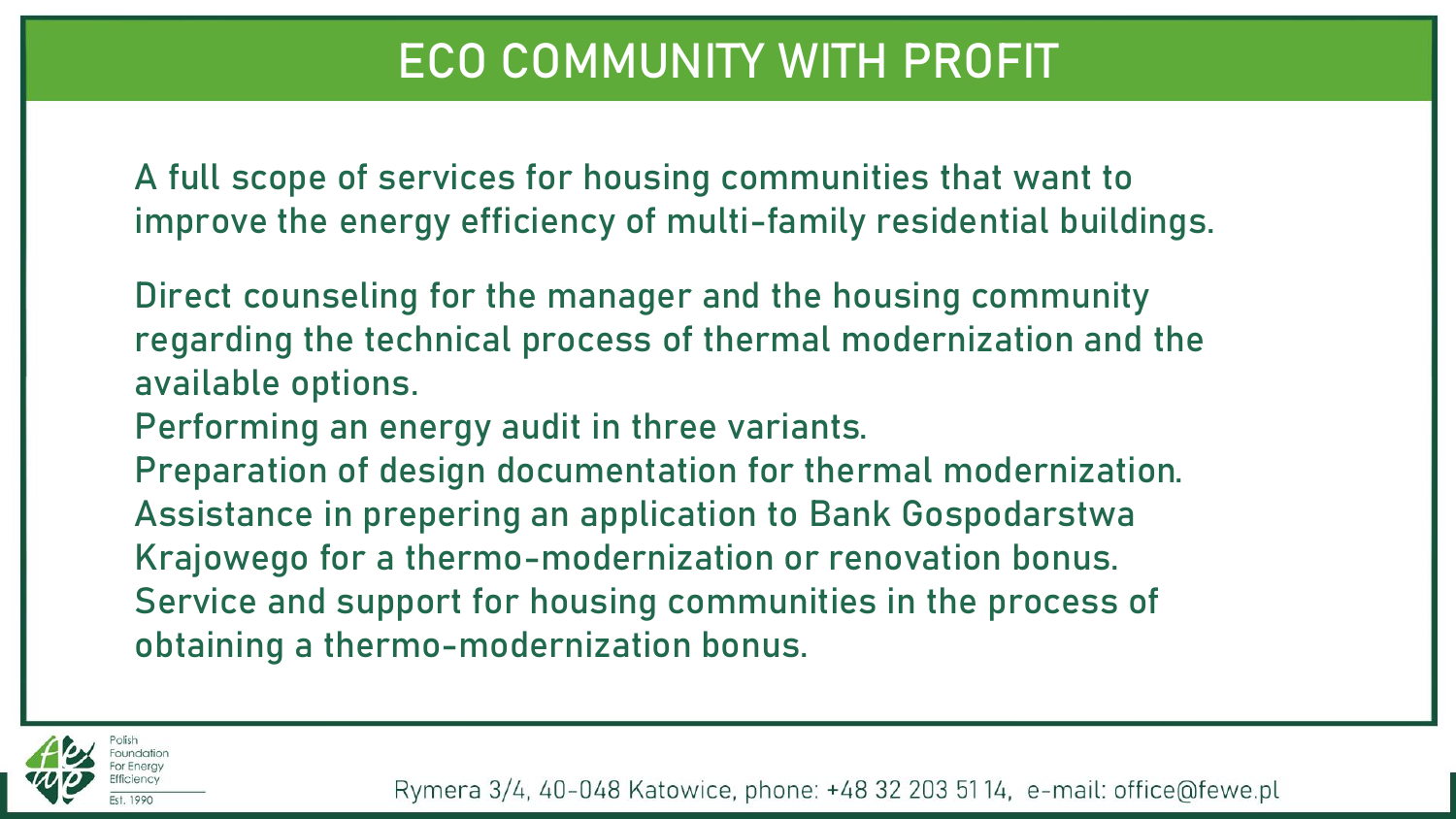# ECO COMMUNITY WITH PROFIT

A full scope of services for housing communities that want to improve the energy efficiency of multi-family residential buildings.

Direct counseling for the manager and the housing community regarding the technical process of thermal modernization and the available options.
Performing an energy audit in three variants.
Preparation of design documentation for thermal modernization.
Assistance in prepering an application to Bank Gospodarstwa Krajowego for a thermo-modernization or renovation bonus.
Service and support for housing communities in the process of obtaining a thermo-modernization bonus.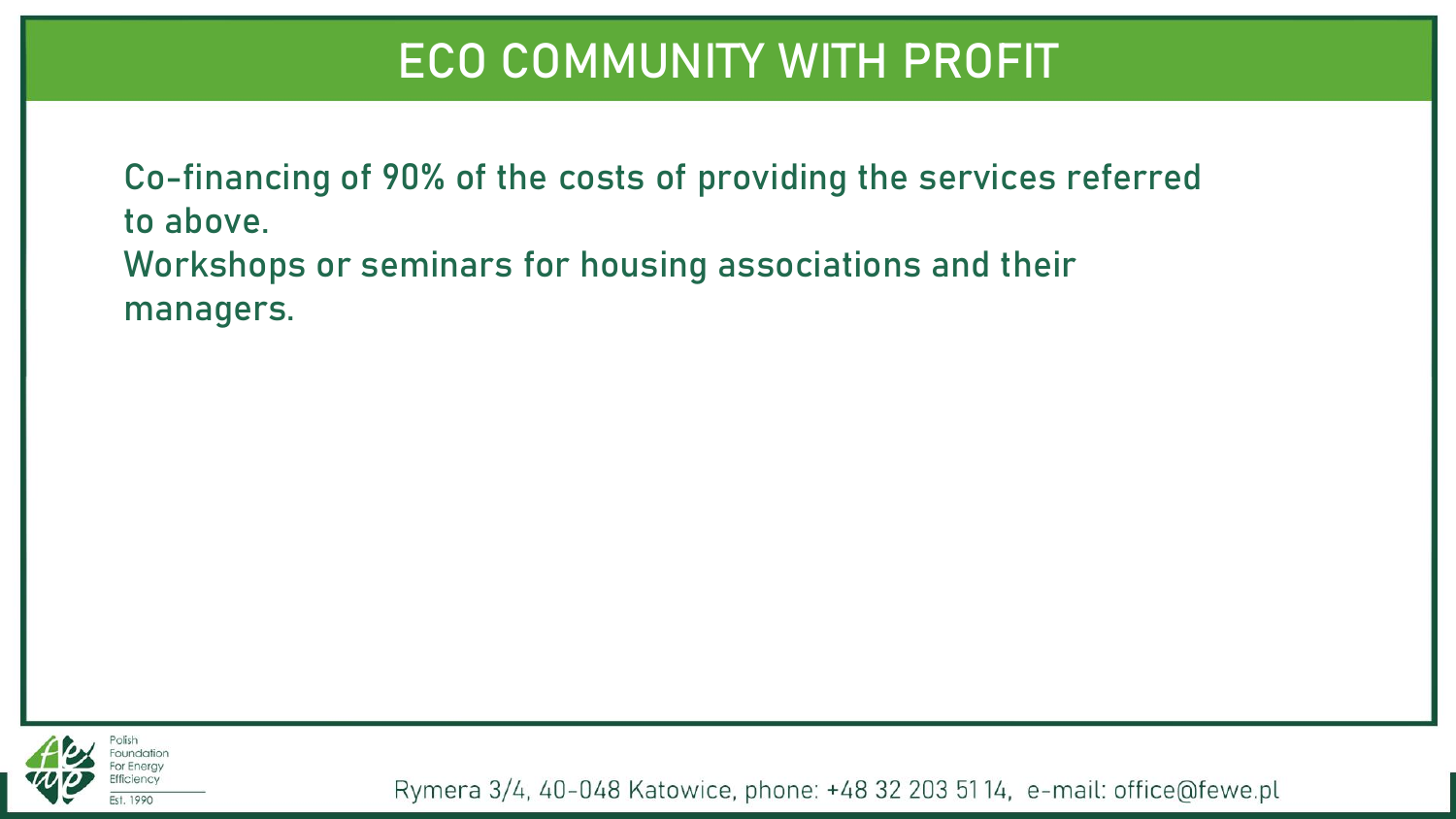# ECO COMMUNITY WITH PROFIT

Co-financing of 90% of the costs of providing the services referred to above.

Workshops or seminars for housing associations and their managers.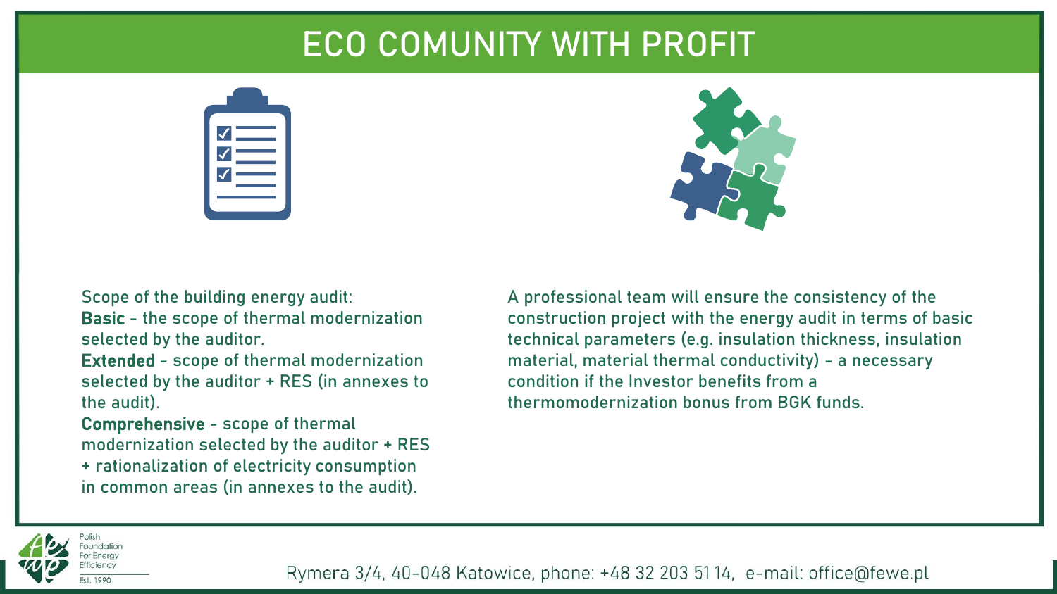# ECO COMUNITY WITH PROFIT

Scope of the building energy audit:
**Basic** - the scope of thermal modernization selected by the auditor.
**Extended** - scope of thermal modernization selected by the auditor + RES (in annexes to the audit).
**Comprehensive** - scope of thermal modernization selected by the auditor + RES + rationalization of electricity consumption in common areas (in annexes to the audit).

A professional team will ensure the consistency of the construction project with the energy audit in terms of basic technical parameters (e.g. insulation thickness, insulation material, material thermal conductivity) - a necessary condition if the Investor benefits from a thermomodernization bonus from BGK funds.

Polish Foundation For Energy Efficiency
Est. 1990

Rymera 3/4, 40-048 Katowice, phone: +48 32 203 51 14, e-mail: office@fewe.pl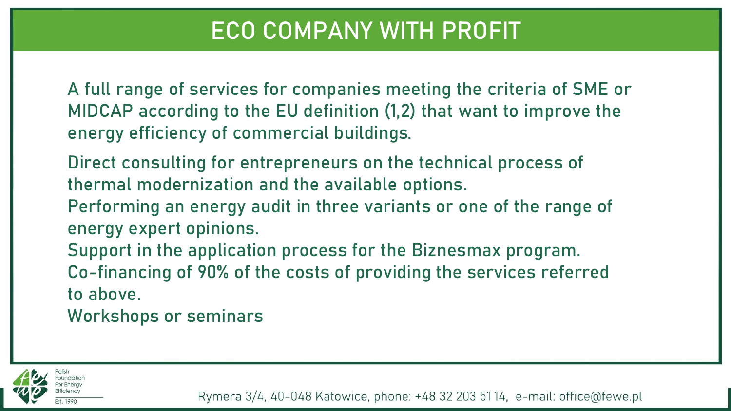# ECO COMPANY WITH PROFIT

A full range of services for companies meeting the criteria of SME or MIDCAP according to the EU definition (1,2) that want to improve the energy efficiency of commercial buildings.

Direct consulting for entrepreneurs on the technical process of thermal modernization and the available options.
Performing an energy audit in three variants or one of the range of energy expert opinions.
Support in the application process for the Biznesmax program.
Co-financing of 90% of the costs of providing the services referred to above.
Workshops or seminars

Polish Foundation For Energy Efficiency
Est. 1990

Rymera 3/4, 40-048 Katowice, phone: +48 32 203 51 14, e-mail: office@fewe.pl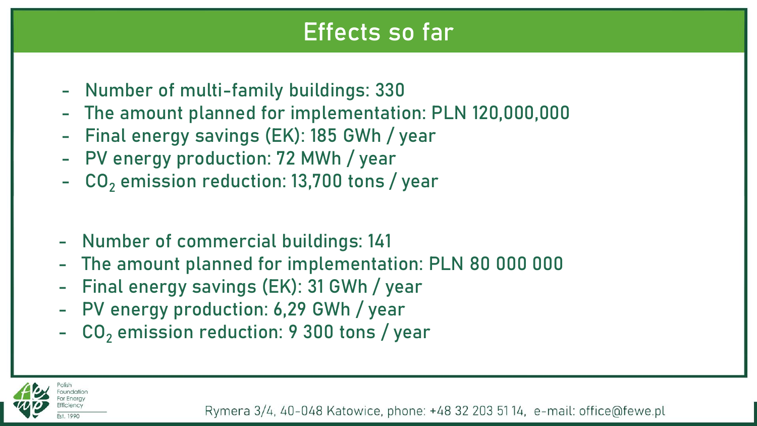# Effects so far

- Number of multi-family buildings: 330
- The amount planned for implementation: PLN 120,000,000
- Final energy savings (EK): 185 GWh / year
- PV energy production: 72 MWh / year
- $CO_2$ emission reduction: 13,700 tons / year

- Number of commercial buildings: 141
- The amount planned for implementation: PLN 80 000 000
- Final energy savings (EK): 31 GWh / year
- PV energy production: 6,29 GWh / year
- $CO_2$ emission reduction: 9 300 tons / year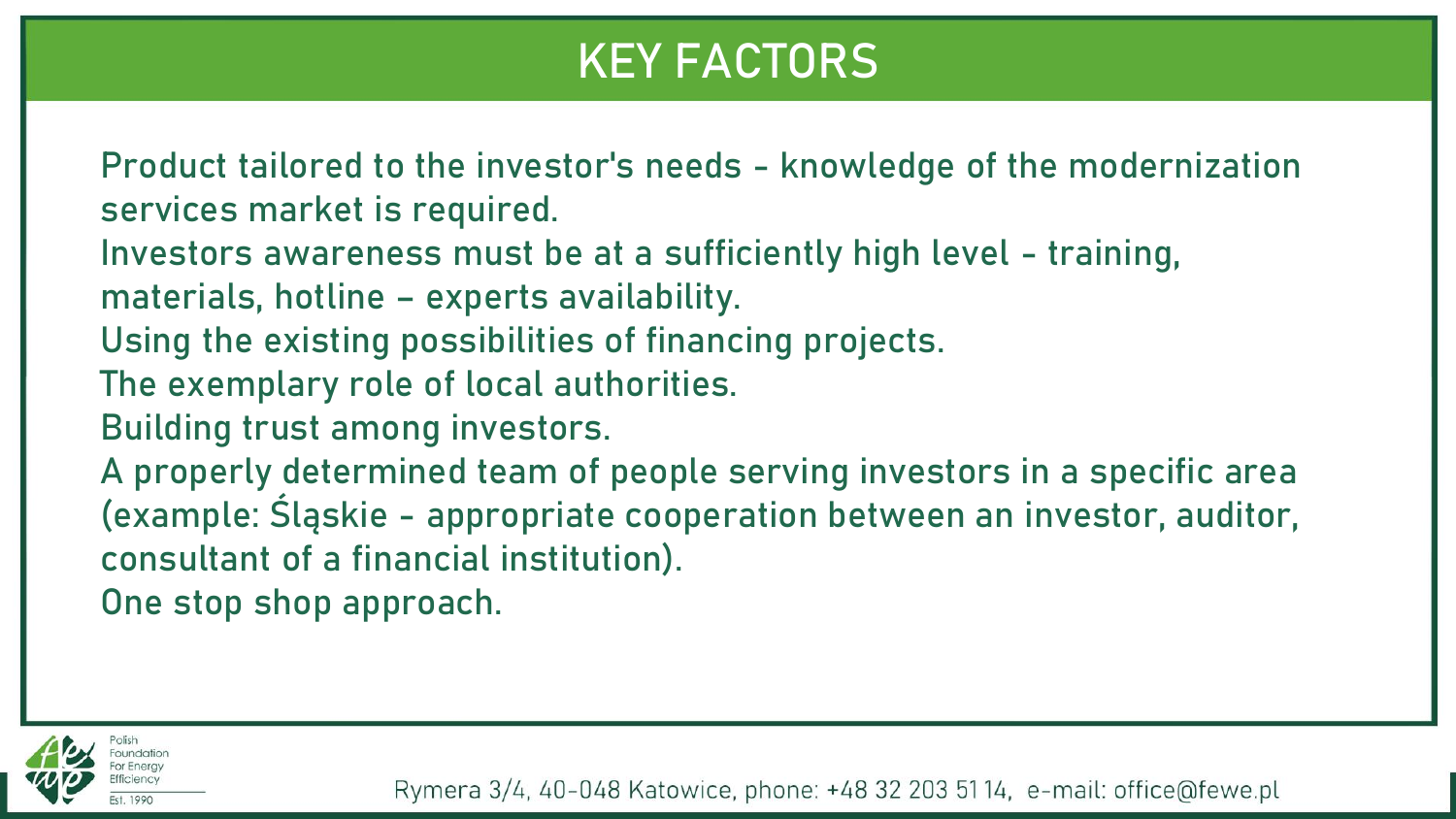# KEY FACTORS

Product tailored to the investor's needs - knowledge of the modernization services market is required.

Investors awareness must be at a sufficiently high level - training, materials, hotline – experts availability.

Using the existing possibilities of financing projects.

The exemplary role of local authorities.

Building trust among investors.

A properly determined team of people serving investors in a specific area (example: Śląskie - appropriate cooperation between an investor, auditor, consultant of a financial institution).

One stop shop approach.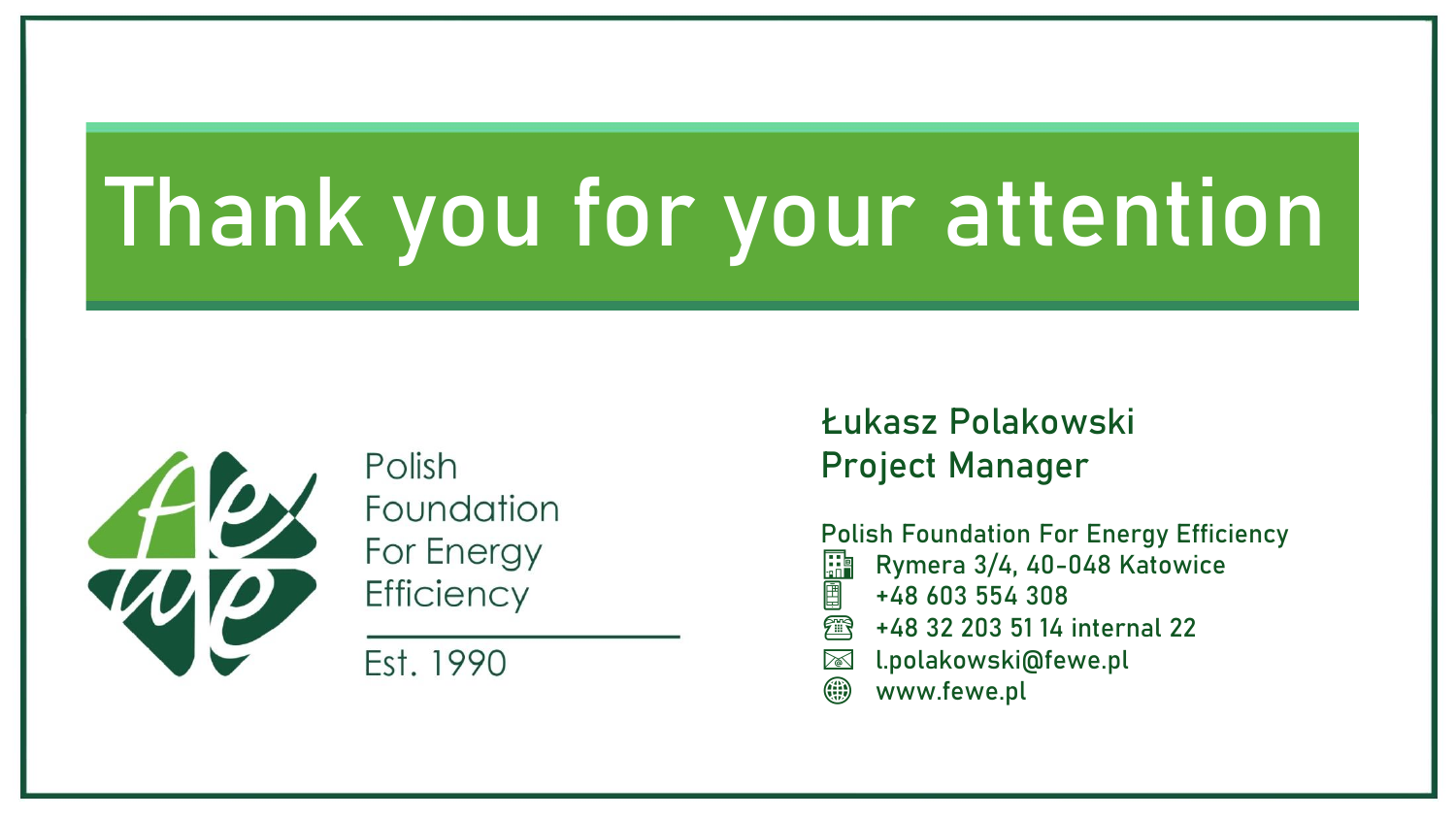# Thank you for your attention

Polish
Foundation
For Energy
Efficiency

Est. 1990

Łukasz Polakowski
Project Manager

Polish Foundation For Energy Efficiency
Rymera 3/4, 40-048 Katowice
+48 603 554 308
+48 32 203 51 14 internal 22
l.polakowski@fewe.pl
www.fewe.pl